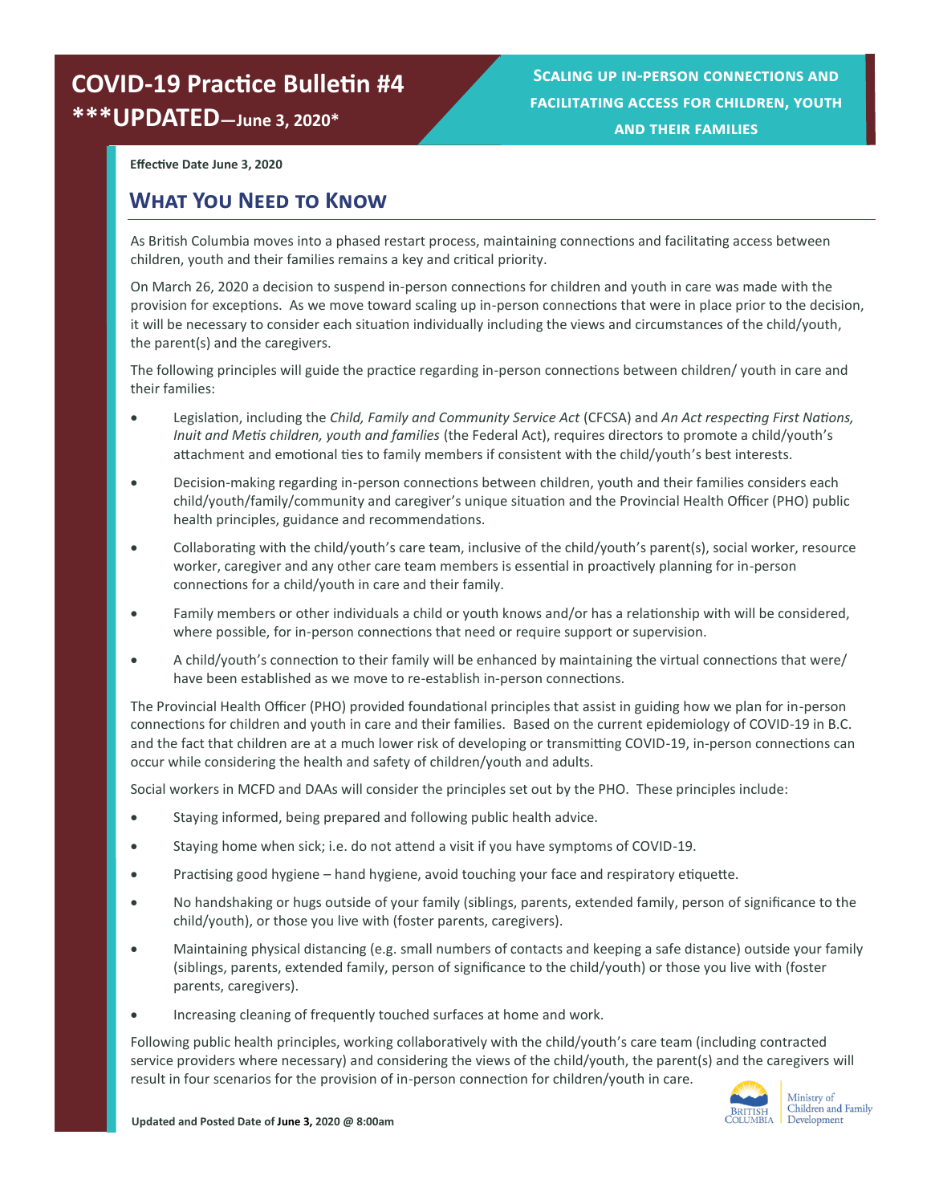# COVID-19 Practice Bulletin #4 ***UPDATED—June 3, 2020*

**Scaling up in-person connections and facilitating access for children, youth and their families**

**Effective Date June 3, 2020**

## What You Need to Know

As British Columbia moves into a phased restart process, maintaining connections and facilitating access between children, youth and their families remains a key and critical priority.

On March 26, 2020 a decision to suspend in-person connections for children and youth in care was made with the provision for exceptions. As we move toward scaling up in-person connections that were in place prior to the decision, it will be necessary to consider each situation individually including the views and circumstances of the child/youth, the parent(s) and the caregivers.

The following principles will guide the practice regarding in-person connections between children/ youth in care and their families:

- Legislation, including the *Child, Family and Community Service Act* (CFCSA) and *An Act respecting First Nations, Inuit and Metis children, youth and families* (the Federal Act), requires directors to promote a child/youth's attachment and emotional ties to family members if consistent with the child/youth's best interests.
- Decision-making regarding in-person connections between children, youth and their families considers each child/youth/family/community and caregiver's unique situation and the Provincial Health Officer (PHO) public health principles, guidance and recommendations.
- Collaborating with the child/youth's care team, inclusive of the child/youth's parent(s), social worker, resource worker, caregiver and any other care team members is essential in proactively planning for in-person connections for a child/youth in care and their family.
- Family members or other individuals a child or youth knows and/or has a relationship with will be considered, where possible, for in-person connections that need or require support or supervision.
- A child/youth's connection to their family will be enhanced by maintaining the virtual connections that were/ have been established as we move to re-establish in-person connections.

The Provincial Health Officer (PHO) provided foundational principles that assist in guiding how we plan for in-person connections for children and youth in care and their families. Based on the current epidemiology of COVID-19 in B.C. and the fact that children are at a much lower risk of developing or transmitting COVID-19, in-person connections can occur while considering the health and safety of children/youth and adults.

Social workers in MCFD and DAAs will consider the principles set out by the PHO. These principles include:

- Staying informed, being prepared and following public health advice.
- Staying home when sick; i.e. do not attend a visit if you have symptoms of COVID-19.
- Practising good hygiene – hand hygiene, avoid touching your face and respiratory etiquette.
- No handshaking or hugs outside of your family (siblings, parents, extended family, person of significance to the child/youth), or those you live with (foster parents, caregivers).
- Maintaining physical distancing (e.g. small numbers of contacts and keeping a safe distance) outside your family (siblings, parents, extended family, person of significance to the child/youth) or those you live with (foster parents, caregivers).
- Increasing cleaning of frequently touched surfaces at home and work.

Following public health principles, working collaboratively with the child/youth's care team (including contracted service providers where necessary) and considering the views of the child/youth, the parent(s) and the caregivers will result in four scenarios for the provision of in-person connection for children/youth in care.

**Updated and Posted Date of June 3, 2020 @ 8:00am**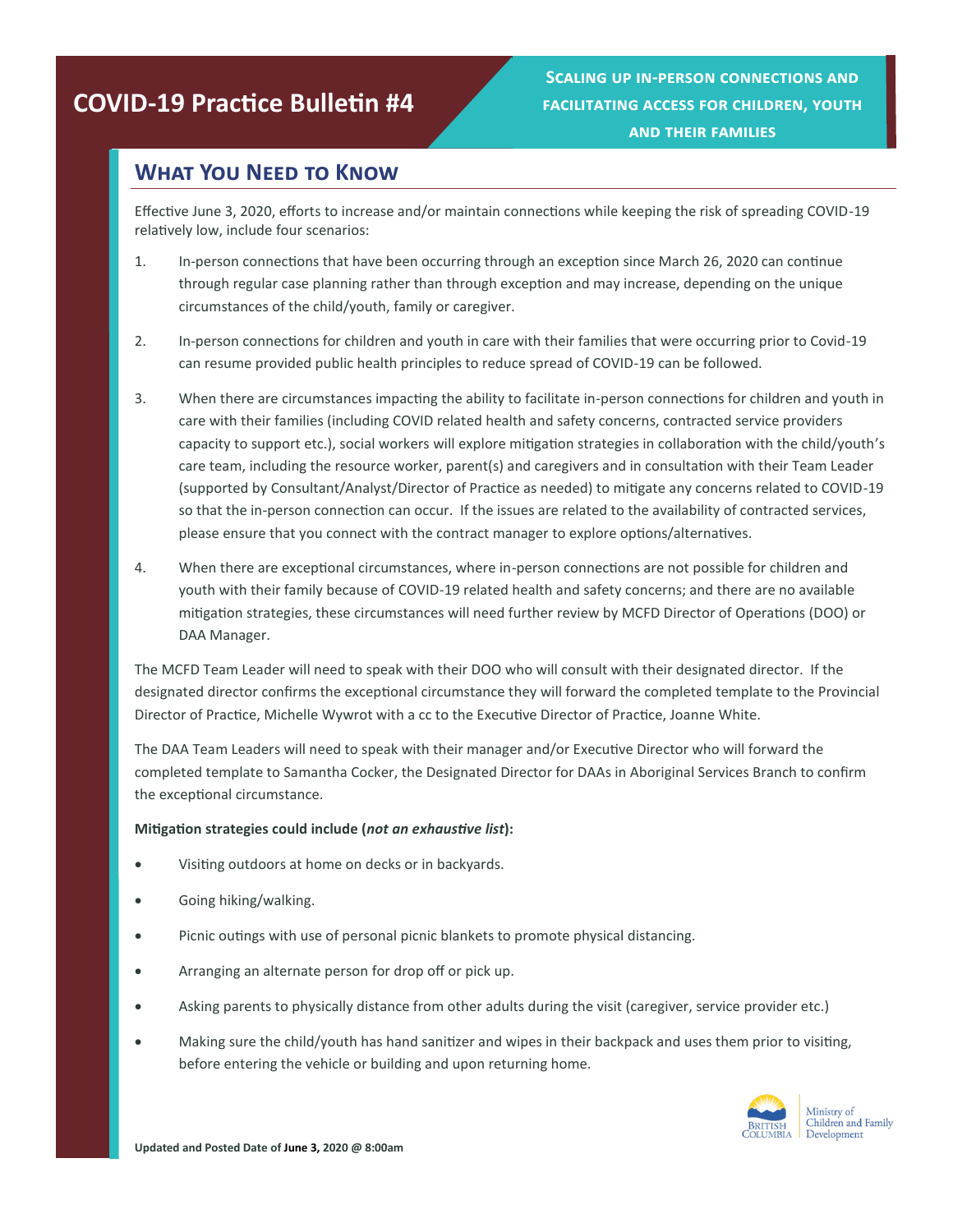# COVID-19 Practice Bulletin #4

**Scaling up in-person connections and facilitating access for children, youth and their families**

## What You Need to Know

Effective June 3, 2020, efforts to increase and/or maintain connections while keeping the risk of spreading COVID-19 relatively low, include four scenarios:

1. In-person connections that have been occurring through an exception since March 26, 2020 can continue through regular case planning rather than through exception and may increase, depending on the unique circumstances of the child/youth, family or caregiver.

2. In-person connections for children and youth in care with their families that were occurring prior to Covid-19 can resume provided public health principles to reduce spread of COVID-19 can be followed.

3. When there are circumstances impacting the ability to facilitate in-person connections for children and youth in care with their families (including COVID related health and safety concerns, contracted service providers capacity to support etc.), social workers will explore mitigation strategies in collaboration with the child/youth's care team, including the resource worker, parent(s) and caregivers and in consultation with their Team Leader (supported by Consultant/Analyst/Director of Practice as needed) to mitigate any concerns related to COVID-19 so that the in-person connection can occur. If the issues are related to the availability of contracted services, please ensure that you connect with the contract manager to explore options/alternatives.

4. When there are exceptional circumstances, where in-person connections are not possible for children and youth with their family because of COVID-19 related health and safety concerns; and there are no available mitigation strategies, these circumstances will need further review by MCFD Director of Operations (DOO) or DAA Manager.

The MCFD Team Leader will need to speak with their DOO who will consult with their designated director. If the designated director confirms the exceptional circumstance they will forward the completed template to the Provincial Director of Practice, Michelle Wywrot with a cc to the Executive Director of Practice, Joanne White.

The DAA Team Leaders will need to speak with their manager and/or Executive Director who will forward the completed template to Samantha Cocker, the Designated Director for DAAs in Aboriginal Services Branch to confirm the exceptional circumstance.

**Mitigation strategies could include (*not an exhaustive list*):**

- Visiting outdoors at home on decks or in backyards.
- Going hiking/walking.
- Picnic outings with use of personal picnic blankets to promote physical distancing.
- Arranging an alternate person for drop off or pick up.
- Asking parents to physically distance from other adults during the visit (caregiver, service provider etc.)
- Making sure the child/youth has hand sanitizer and wipes in their backpack and uses them prior to visiting, before entering the vehicle or building and upon returning home.

**Updated and Posted Date of June 3, 2020 @ 8:00am**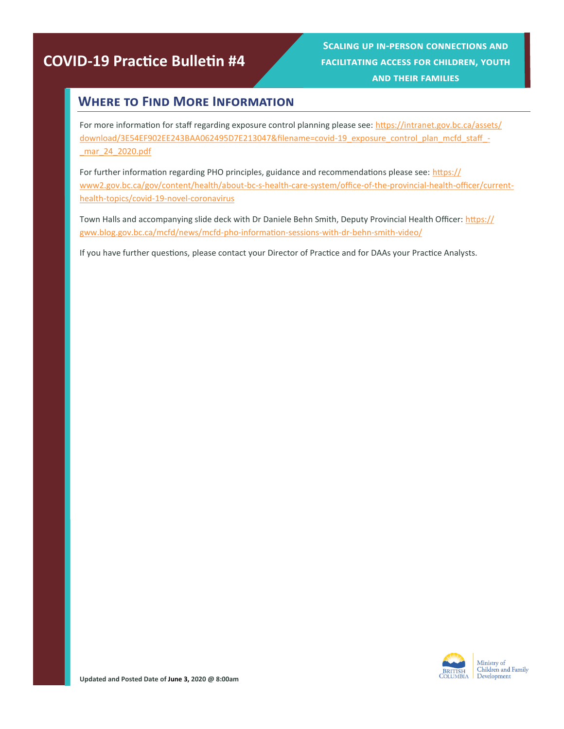## Where to Find More Information

For more information for staff regarding exposure control planning please see: https://intranet.gov.bc.ca/assets/download/3E54EF902EE243BAA062495D7E213047&filename=covid-19_exposure_control_plan_mcfd_staff_-_mar_24_2020.pdf

For further information regarding PHO principles, guidance and recommendations please see: https://www2.gov.bc.ca/gov/content/health/about-bc-s-health-care-system/office-of-the-provincial-health-officer/current-health-topics/covid-19-novel-coronavirus

Town Halls and accompanying slide deck with Dr Daniele Behn Smith, Deputy Provincial Health Officer: https://gww.blog.gov.bc.ca/mcfd/news/mcfd-pho-information-sessions-with-dr-behn-smith-video/

If you have further questions, please contact your Director of Practice and for DAAs your Practice Analysts.

**Updated and Posted Date of June 3, 2020 @ 8:00am**